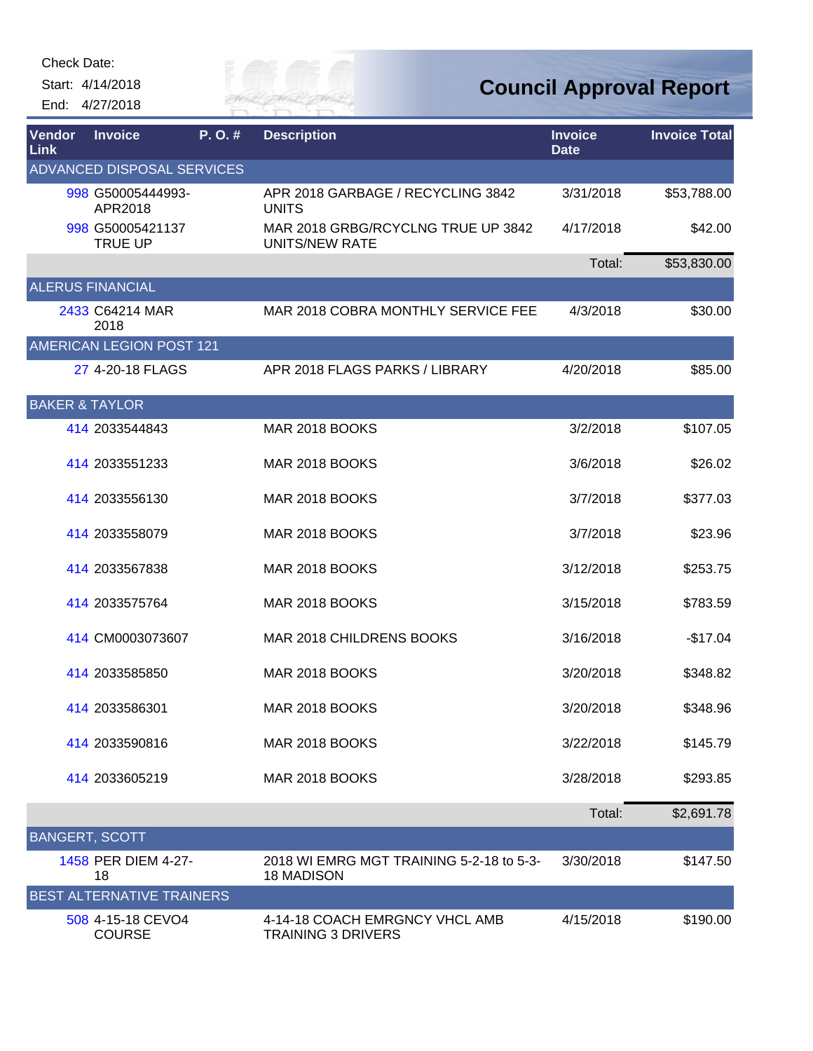Check Date:

Start: 4/14/2018

End: 4/27/2018

# Council Approval Report

| Vendor Link | Invoice | P. O. # | Description | Invoice Date | Invoice Total |
|---|---|---|---|---|---|
| ADVANCED DISPOSAL SERVICES | | | | | |
| 998 | G50005444993-APR2018 | | APR 2018 GARBAGE / RECYCLING 3842 UNITS | 3/31/2018 | $53,788.00 |
| 998 | G50005421137 TRUE UP | | MAR 2018 GRBG/RCYCLNG TRUE UP 3842 UNITS/NEW RATE | 4/17/2018 | $42.00 |
| | | | | Total: | $53,830.00 |
| ALERUS FINANCIAL | | | | | |
| 2433 | C64214 MAR 2018 | | MAR 2018 COBRA MONTHLY SERVICE FEE | 4/3/2018 | $30.00 |
| AMERICAN LEGION POST 121 | | | | | |
| 27 | 4-20-18 FLAGS | | APR 2018 FLAGS PARKS / LIBRARY | 4/20/2018 | $85.00 |
| BAKER & TAYLOR | | | | | |
| 414 | 2033544843 | | MAR 2018 BOOKS | 3/2/2018 | $107.05 |
| 414 | 2033551233 | | MAR 2018 BOOKS | 3/6/2018 | $26.02 |
| 414 | 2033556130 | | MAR 2018 BOOKS | 3/7/2018 | $377.03 |
| 414 | 2033558079 | | MAR 2018 BOOKS | 3/7/2018 | $23.96 |
| 414 | 2033567838 | | MAR 2018 BOOKS | 3/12/2018 | $253.75 |
| 414 | 2033575764 | | MAR 2018 BOOKS | 3/15/2018 | $783.59 |
| 414 | CM0003073607 | | MAR 2018 CHILDRENS BOOKS | 3/16/2018 | -$17.04 |
| 414 | 2033585850 | | MAR 2018 BOOKS | 3/20/2018 | $348.82 |
| 414 | 2033586301 | | MAR 2018 BOOKS | 3/20/2018 | $348.96 |
| 414 | 2033590816 | | MAR 2018 BOOKS | 3/22/2018 | $145.79 |
| 414 | 2033605219 | | MAR 2018 BOOKS | 3/28/2018 | $293.85 |
| | | | | Total: | $2,691.78 |
| BANGERT, SCOTT | | | | | |
| 1458 | PER DIEM 4-27-18 | | 2018 WI EMRG MGT TRAINING 5-2-18 to 5-3-18 MADISON | 3/30/2018 | $147.50 |
| BEST ALTERNATIVE TRAINERS | | | | | |
| 508 | 4-15-18 CEVO4 COURSE | | 4-14-18 COACH EMRGNCY VHCL AMB TRAINING 3 DRIVERS | 4/15/2018 | $190.00 |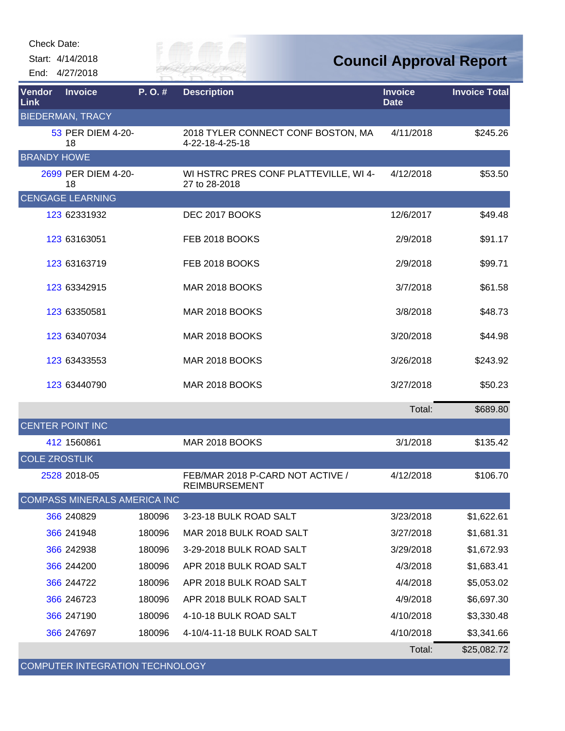Check Date:

Start: 4/14/2018

End: 4/27/2018

# Council Approval Report

| Vendor Link | Invoice | P. O. # | Description | Invoice Date | Invoice Total |
|---|---|---|---|---|---|
| BIEDERMAN, TRACY | | | | | |
| 53 | PER DIEM 4-20-18 | | 2018 TYLER CONNECT CONF BOSTON, MA 4-22-18-4-25-18 | 4/11/2018 | $245.26 |
| BRANDY HOWE | | | | | |
| 2699 | PER DIEM 4-20-18 | | WI HSTRC PRES CONF PLATTEVILLE, WI 4-27 to 28-2018 | 4/12/2018 | $53.50 |
| CENGAGE LEARNING | | | | | |
| 123 | 62331932 | | DEC 2017 BOOKS | 12/6/2017 | $49.48 |
| 123 | 63163051 | | FEB 2018 BOOKS | 2/9/2018 | $91.17 |
| 123 | 63163719 | | FEB 2018 BOOKS | 2/9/2018 | $99.71 |
| 123 | 63342915 | | MAR 2018 BOOKS | 3/7/2018 | $61.58 |
| 123 | 63350581 | | MAR 2018 BOOKS | 3/8/2018 | $48.73 |
| 123 | 63407034 | | MAR 2018 BOOKS | 3/20/2018 | $44.98 |
| 123 | 63433553 | | MAR 2018 BOOKS | 3/26/2018 | $243.92 |
| 123 | 63440790 | | MAR 2018 BOOKS | 3/27/2018 | $50.23 |
| | | | | Total: | $689.80 |
| CENTER POINT INC | | | | | |
| 412 | 1560861 | | MAR 2018 BOOKS | 3/1/2018 | $135.42 |
| COLE ZROSTLIK | | | | | |
| 2528 | 2018-05 | | FEB/MAR 2018 P-CARD NOT ACTIVE / REIMBURSEMENT | 4/12/2018 | $106.70 |
| COMPASS MINERALS AMERICA INC | | | | | |
| 366 | 240829 | 180096 | 3-23-18 BULK ROAD SALT | 3/23/2018 | $1,622.61 |
| 366 | 241948 | 180096 | MAR 2018 BULK ROAD SALT | 3/27/2018 | $1,681.31 |
| 366 | 242938 | 180096 | 3-29-2018 BULK ROAD SALT | 3/29/2018 | $1,672.93 |
| 366 | 244200 | 180096 | APR 2018 BULK ROAD SALT | 4/3/2018 | $1,683.41 |
| 366 | 244722 | 180096 | APR 2018 BULK ROAD SALT | 4/4/2018 | $5,053.02 |
| 366 | 246723 | 180096 | APR 2018 BULK ROAD SALT | 4/9/2018 | $6,697.30 |
| 366 | 247190 | 180096 | 4-10-18 BULK ROAD SALT | 4/10/2018 | $3,330.48 |
| 366 | 247697 | 180096 | 4-10/4-11-18 BULK ROAD SALT | 4/10/2018 | $3,341.66 |
| | | | | Total: | $25,082.72 |
| COMPUTER INTEGRATION TECHNOLOGY | | | | | |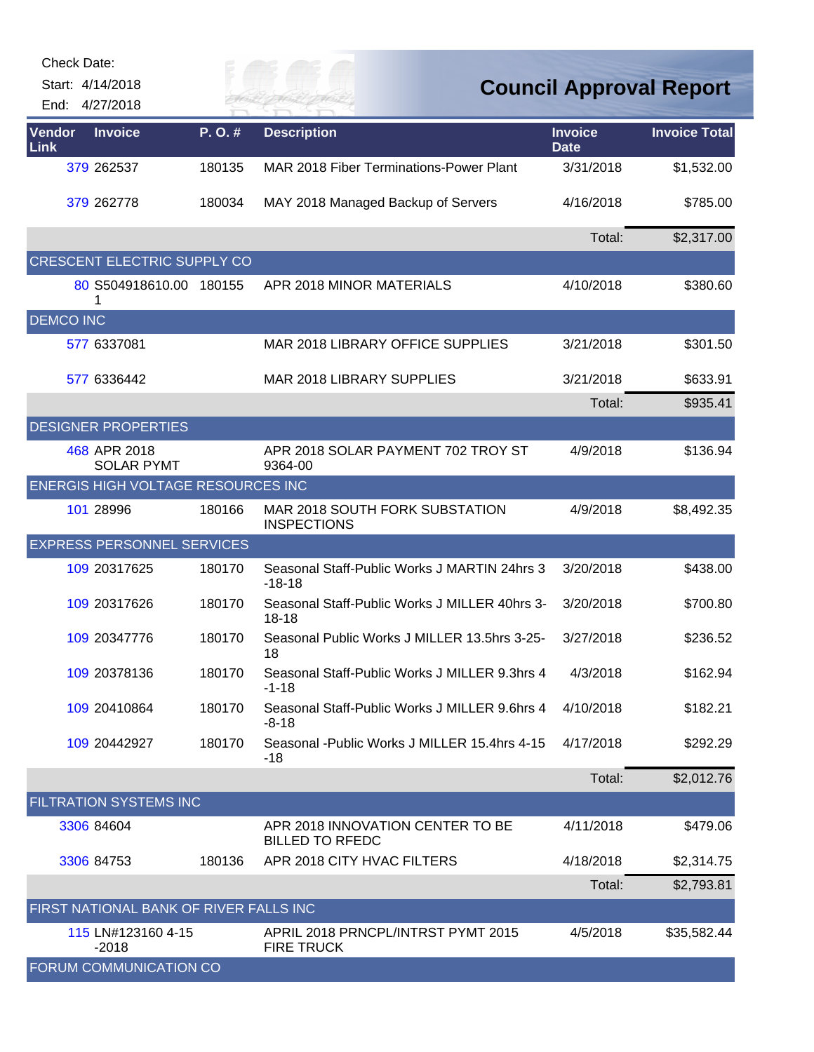Check Date:

Start: 4/14/2018

End: 4/27/2018

# Council Approval Report

| Vendor Link | Invoice | P. O. # | Description | Invoice Date | Invoice Total |
|---|---|---|---|---|---|
| 379 | 262537 | 180135 | MAR 2018 Fiber Terminations-Power Plant | 3/31/2018 | $1,532.00 |
| 379 | 262778 | 180034 | MAY 2018 Managed Backup of Servers | 4/16/2018 | $785.00 |
| | | | | Total: | $2,317.00 |
| CRESCENT ELECTRIC SUPPLY CO | | | | | |
| 80 | S504918610.001 | 180155 | APR 2018 MINOR MATERIALS | 4/10/2018 | $380.60 |
| DEMCO INC | | | | | |
| 577 | 6337081 | | MAR 2018 LIBRARY OFFICE SUPPLIES | 3/21/2018 | $301.50 |
| 577 | 6336442 | | MAR 2018 LIBRARY SUPPLIES | 3/21/2018 | $633.91 |
| | | | | Total: | $935.41 |
| DESIGNER PROPERTIES | | | | | |
| 468 | APR 2018 SOLAR PYMT | | APR 2018 SOLAR PAYMENT 702 TROY ST 9364-00 | 4/9/2018 | $136.94 |
| ENERGIS HIGH VOLTAGE RESOURCES INC | | | | | |
| 101 | 28996 | 180166 | MAR 2018 SOUTH FORK SUBSTATION INSPECTIONS | 4/9/2018 | $8,492.35 |
| EXPRESS PERSONNEL SERVICES | | | | | |
| 109 | 20317625 | 180170 | Seasonal Staff-Public Works J MARTIN 24hrs 3-18-18 | 3/20/2018 | $438.00 |
| 109 | 20317626 | 180170 | Seasonal Staff-Public Works J MILLER 40hrs 3-18-18 | 3/20/2018 | $700.80 |
| 109 | 20347776 | 180170 | Seasonal Public Works J MILLER 13.5hrs 3-25-18 | 3/27/2018 | $236.52 |
| 109 | 20378136 | 180170 | Seasonal Staff-Public Works J MILLER 9.3hrs 4-1-18 | 4/3/2018 | $162.94 |
| 109 | 20410864 | 180170 | Seasonal Staff-Public Works J MILLER 9.6hrs 4-8-18 | 4/10/2018 | $182.21 |
| 109 | 20442927 | 180170 | Seasonal -Public Works J MILLER 15.4hrs 4-15-18 | 4/17/2018 | $292.29 |
| | | | | Total: | $2,012.76 |
| FILTRATION SYSTEMS INC | | | | | |
| 3306 | 84604 | | APR 2018 INNOVATION CENTER TO BE BILLED TO RFEDC | 4/11/2018 | $479.06 |
| 3306 | 84753 | 180136 | APR 2018 CITY HVAC FILTERS | 4/18/2018 | $2,314.75 |
| | | | | Total: | $2,793.81 |
| FIRST NATIONAL BANK OF RIVER FALLS INC | | | | | |
| 115 | LN#123160 4-15-2018 | | APRIL 2018 PRNCPL/INTRST PYMT 2015 FIRE TRUCK | 4/5/2018 | $35,582.44 |
| FORUM COMMUNICATION CO | | | | | |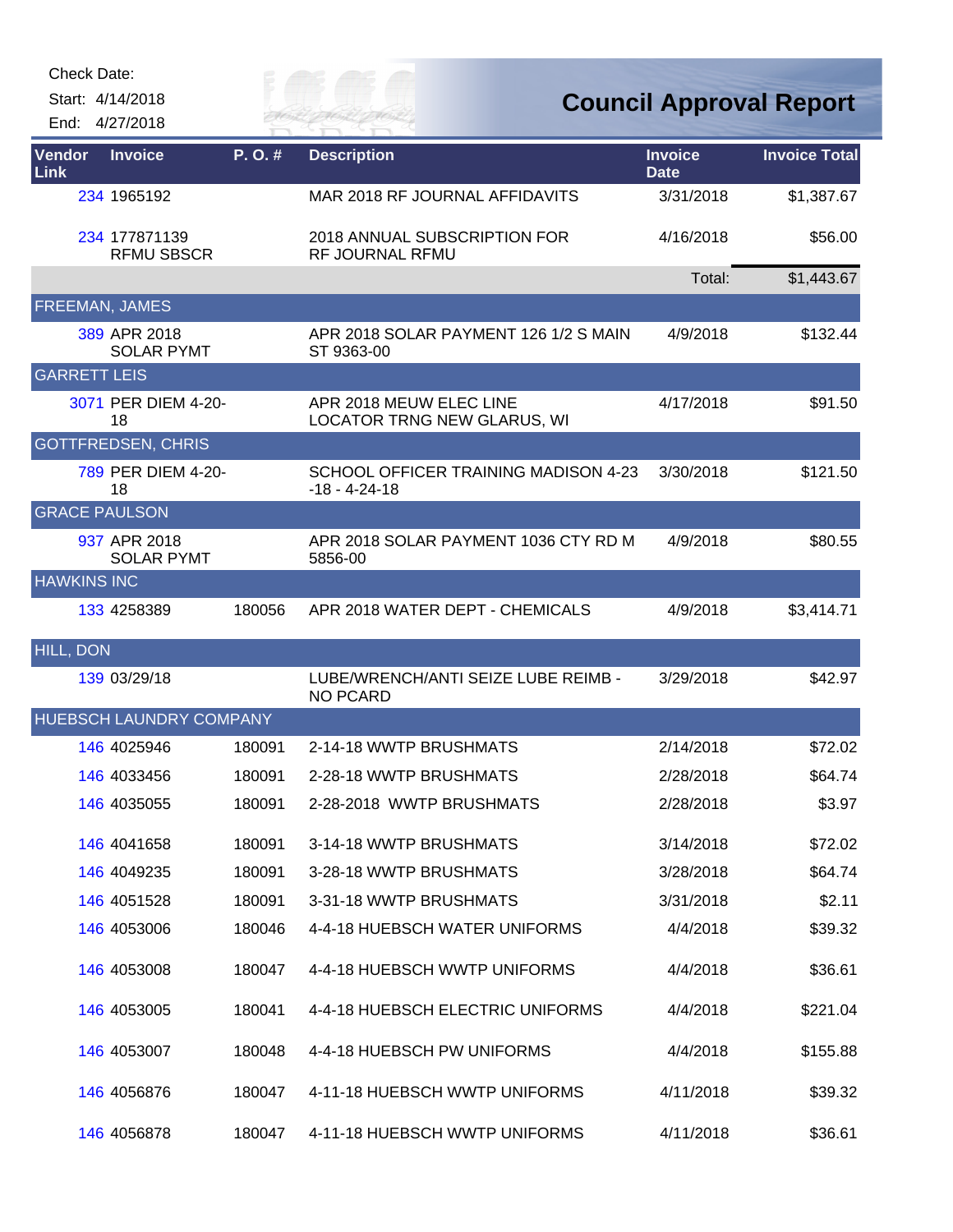Check Date:

Start: 4/14/2018

End: 4/27/2018

# Council Approval Report

| Vendor Link | Invoice | P. O. # | Description | Invoice Date | Invoice Total |
|---|---|---|---|---|---|
| 234 | 1965192 | | MAR 2018 RF JOURNAL AFFIDAVITS | 3/31/2018 | $1,387.67 |
| 234 | 177871139 RFMU SBSCR | | 2018 ANNUAL SUBSCRIPTION FOR RF JOURNAL RFMU | 4/16/2018 | $56.00 |
| | | | | Total: | $1,443.67 |
| FREEMAN, JAMES | | | | | |
| 389 | APR 2018 SOLAR PYMT | | APR 2018 SOLAR PAYMENT 126 1/2 S MAIN ST 9363-00 | 4/9/2018 | $132.44 |
| GARRETT LEIS | | | | | |
| 3071 | PER DIEM 4-20-18 | | APR 2018 MEUW ELEC LINE LOCATOR TRNG NEW GLARUS, WI | 4/17/2018 | $91.50 |
| GOTTFREDSEN, CHRIS | | | | | |
| 789 | PER DIEM 4-20-18 | | SCHOOL OFFICER TRAINING MADISON 4-23-18 - 4-24-18 | 3/30/2018 | $121.50 |
| GRACE PAULSON | | | | | |
| 937 | APR 2018 SOLAR PYMT | | APR 2018 SOLAR PAYMENT 1036 CTY RD M 5856-00 | 4/9/2018 | $80.55 |
| HAWKINS INC | | | | | |
| 133 | 4258389 | 180056 | APR 2018 WATER DEPT - CHEMICALS | 4/9/2018 | $3,414.71 |
| HILL, DON | | | | | |
| 139 | 03/29/18 | | LUBE/WRENCH/ANTI SEIZE LUBE REIMB - NO PCARD | 3/29/2018 | $42.97 |
| HUEBSCH LAUNDRY COMPANY | | | | | |
| 146 | 4025946 | 180091 | 2-14-18 WWTP BRUSHMATS | 2/14/2018 | $72.02 |
| 146 | 4033456 | 180091 | 2-28-18 WWTP BRUSHMATS | 2/28/2018 | $64.74 |
| 146 | 4035055 | 180091 | 2-28-2018 WWTP BRUSHMATS | 2/28/2018 | $3.97 |
| 146 | 4041658 | 180091 | 3-14-18 WWTP BRUSHMATS | 3/14/2018 | $72.02 |
| 146 | 4049235 | 180091 | 3-28-18 WWTP BRUSHMATS | 3/28/2018 | $64.74 |
| 146 | 4051528 | 180091 | 3-31-18 WWTP BRUSHMATS | 3/31/2018 | $2.11 |
| 146 | 4053006 | 180046 | 4-4-18 HUEBSCH WATER UNIFORMS | 4/4/2018 | $39.32 |
| 146 | 4053008 | 180047 | 4-4-18 HUEBSCH WWTP UNIFORMS | 4/4/2018 | $36.61 |
| 146 | 4053005 | 180041 | 4-4-18 HUEBSCH ELECTRIC UNIFORMS | 4/4/2018 | $221.04 |
| 146 | 4053007 | 180048 | 4-4-18 HUEBSCH PW UNIFORMS | 4/4/2018 | $155.88 |
| 146 | 4056876 | 180047 | 4-11-18 HUEBSCH WWTP UNIFORMS | 4/11/2018 | $39.32 |
| 146 | 4056878 | 180047 | 4-11-18 HUEBSCH WWTP UNIFORMS | 4/11/2018 | $36.61 |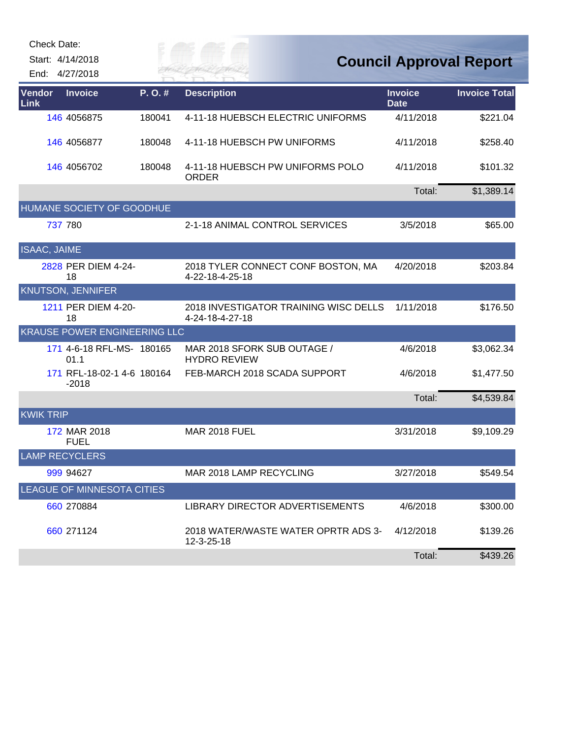Check Date:

Start: 4/14/2018

End: 4/27/2018

# Council Approval Report

| Vendor Link | Invoice | P. O. # | Description | Invoice Date | Invoice Total |
|---|---|---|---|---|---|
| 146 | 4056875 | 180041 | 4-11-18 HUEBSCH ELECTRIC UNIFORMS | 4/11/2018 | $221.04 |
| 146 | 4056877 | 180048 | 4-11-18 HUEBSCH PW UNIFORMS | 4/11/2018 | $258.40 |
| 146 | 4056702 | 180048 | 4-11-18 HUEBSCH PW UNIFORMS POLO ORDER | 4/11/2018 | $101.32 |
| | | | | Total: | $1,389.14 |
| HUMANE SOCIETY OF GOODHUE | | | | | |
| 737 | 780 | | 2-1-18 ANIMAL CONTROL SERVICES | 3/5/2018 | $65.00 |
| ISAAC, JAIME | | | | | |
| 2828 | PER DIEM 4-24-18 | | 2018 TYLER CONNECT CONF BOSTON, MA 4-22-18-4-25-18 | 4/20/2018 | $203.84 |
| KNUTSON, JENNIFER | | | | | |
| 1211 | PER DIEM 4-20-18 | | 2018 INVESTIGATOR TRAINING WISC DELLS 4-24-18-4-27-18 | 1/11/2018 | $176.50 |
| KRAUSE POWER ENGINEERING LLC | | | | | |
| 171 | 4-6-18 RFL-MS-01.1 | 180165 | MAR 2018 SFORK SUB OUTAGE / HYDRO REVIEW | 4/6/2018 | $3,062.34 |
| 171 | RFL-18-02-1 4-6-2018 | 180164 | FEB-MARCH 2018 SCADA SUPPORT | 4/6/2018 | $1,477.50 |
| | | | | Total: | $4,539.84 |
| KWIK TRIP | | | | | |
| 172 | MAR 2018 FUEL | | MAR 2018 FUEL | 3/31/2018 | $9,109.29 |
| LAMP RECYCLERS | | | | | |
| 999 | 94627 | | MAR 2018 LAMP RECYCLING | 3/27/2018 | $549.54 |
| LEAGUE OF MINNESOTA CITIES | | | | | |
| 660 | 270884 | | LIBRARY DIRECTOR ADVERTISEMENTS | 4/6/2018 | $300.00 |
| 660 | 271124 | | 2018 WATER/WASTE WATER OPRTR ADS 3-12-3-25-18 | 4/12/2018 | $139.26 |
| | | | | Total: | $439.26 |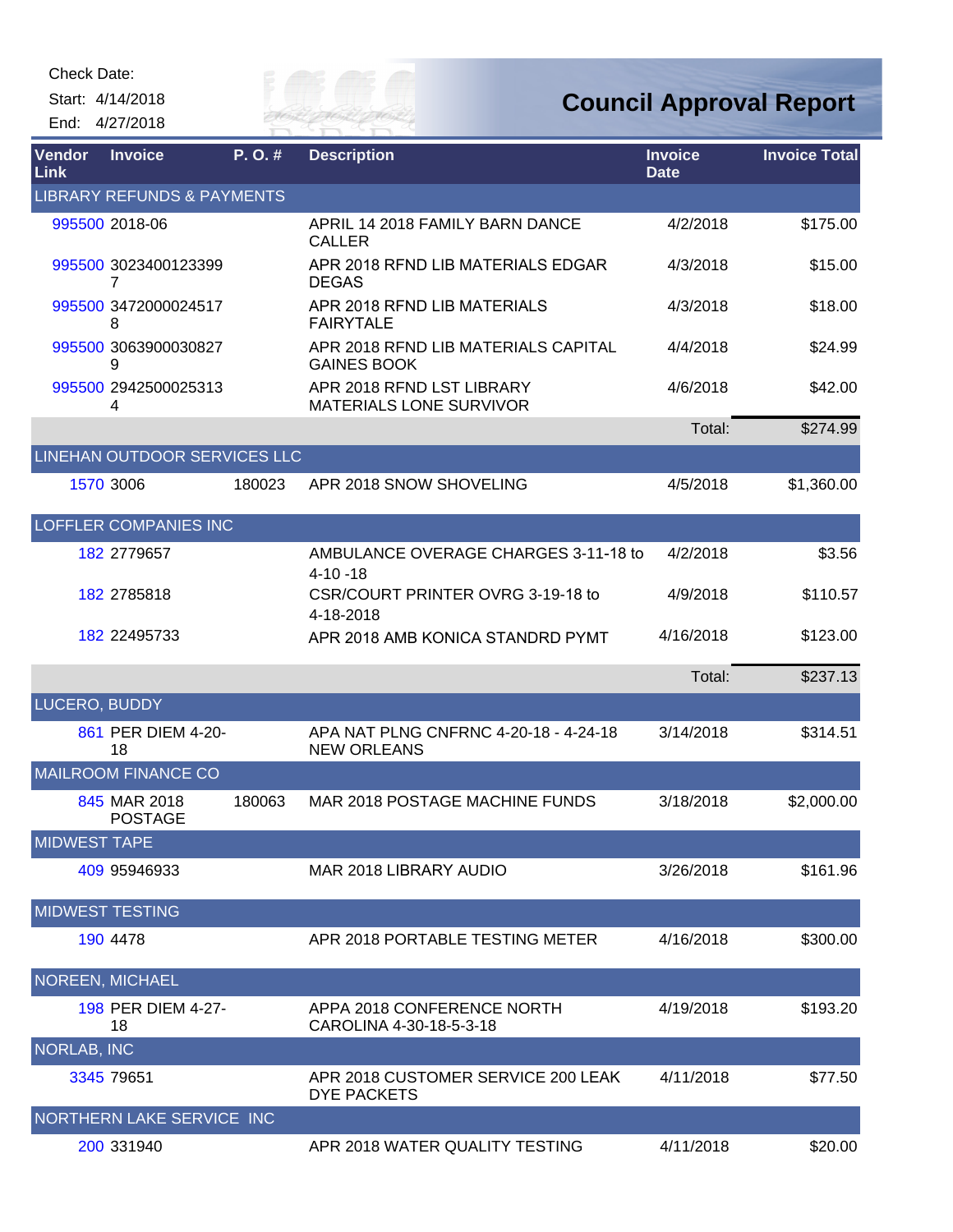Check Date:

Start: 4/14/2018

End: 4/27/2018

# Council Approval Report

| Vendor Link | Invoice | P. O. # | Description | Invoice Date | Invoice Total |
|---|---|---|---|---|---|
| **LIBRARY REFUNDS & PAYMENTS** | | | | | |
| 995500 | 2018-06 | | APRIL 14 2018 FAMILY BARN DANCE CALLER | 4/2/2018 | $175.00 |
| 995500 | 30234001233997 | | APR 2018 RFND LIB MATERIALS EDGAR DEGAS | 4/3/2018 | $15.00 |
| 995500 | 34720000245178 | | APR 2018 RFND LIB MATERIALS FAIRYTALE | 4/3/2018 | $18.00 |
| 995500 | 30639000308279 | | APR 2018 RFND LIB MATERIALS CAPITAL GAINES BOOK | 4/4/2018 | $24.99 |
| 995500 | 29425000253134 | | APR 2018 RFND LST LIBRARY MATERIALS LONE SURVIVOR | 4/6/2018 | $42.00 |
| | | | | Total: | $274.99 |
| **LINEHAN OUTDOOR SERVICES LLC** | | | | | |
| 1570 | 3006 | 180023 | APR 2018 SNOW SHOVELING | 4/5/2018 | $1,360.00 |
| **LOFFLER COMPANIES INC** | | | | | |
| 182 | 2779657 | | AMBULANCE OVERAGE CHARGES 3-11-18 to 4-10 -18 | 4/2/2018 | $3.56 |
| 182 | 2785818 | | CSR/COURT PRINTER OVRG 3-19-18 to 4-18-2018 | 4/9/2018 | $110.57 |
| 182 | 22495733 | | APR 2018 AMB KONICA STANDRD PYMT | 4/16/2018 | $123.00 |
| | | | | Total: | $237.13 |
| **LUCERO, BUDDY** | | | | | |
| 861 | PER DIEM 4-20-18 | | APA NAT PLNG CNFRNC 4-20-18 - 4-24-18 NEW ORLEANS | 3/14/2018 | $314.51 |
| **MAILROOM FINANCE CO** | | | | | |
| 845 | MAR 2018 POSTAGE | 180063 | MAR 2018 POSTAGE MACHINE FUNDS | 3/18/2018 | $2,000.00 |
| **MIDWEST TAPE** | | | | | |
| 409 | 95946933 | | MAR 2018 LIBRARY AUDIO | 3/26/2018 | $161.96 |
| **MIDWEST TESTING** | | | | | |
| 190 | 4478 | | APR 2018 PORTABLE TESTING METER | 4/16/2018 | $300.00 |
| **NOREEN, MICHAEL** | | | | | |
| 198 | PER DIEM 4-27-18 | | APPA 2018 CONFERENCE NORTH CAROLINA 4-30-18-5-3-18 | 4/19/2018 | $193.20 |
| **NORLAB, INC** | | | | | |
| 3345 | 79651 | | APR 2018 CUSTOMER SERVICE 200 LEAK DYE PACKETS | 4/11/2018 | $77.50 |
| **NORTHERN LAKE SERVICE INC** | | | | | |
| 200 | 331940 | | APR 2018 WATER QUALITY TESTING | 4/11/2018 | $20.00 |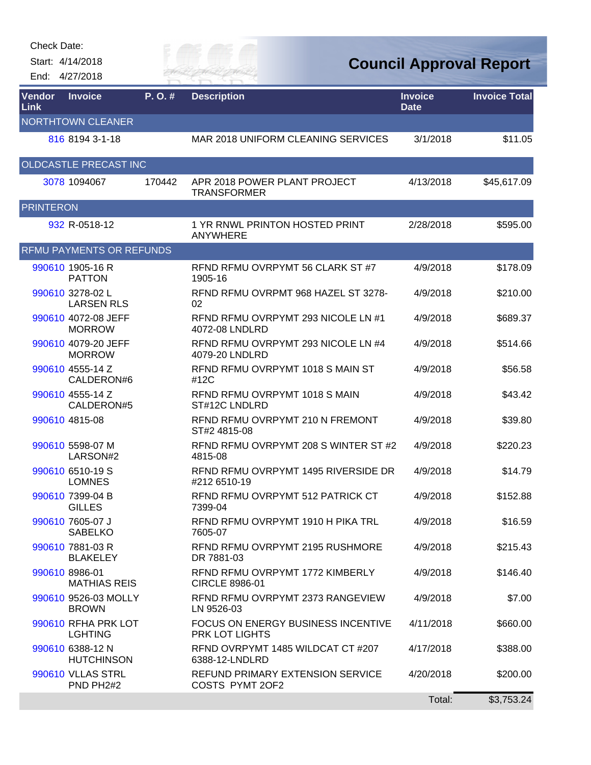Check Date:

Start: 4/14/2018

End: 4/27/2018

# Council Approval Report

| Vendor Link | Invoice | P. O. # | Description | Invoice Date | Invoice Total |
|---|---|---|---|---|---|
| NORTHTOWN CLEANER | | | | | |
| 816 | 8194 3-1-18 | | MAR 2018 UNIFORM CLEANING SERVICES | 3/1/2018 | $11.05 |
| OLDCASTLE PRECAST INC | | | | | |
| 3078 | 1094067 | 170442 | APR 2018 POWER PLANT PROJECT TRANSFORMER | 4/13/2018 | $45,617.09 |
| PRINTERON | | | | | |
| 932 | R-0518-12 | | 1 YR RNWL PRINTON HOSTED PRINT ANYWHERE | 2/28/2018 | $595.00 |
| RFMU PAYMENTS OR REFUNDS | | | | | |
| 990610 | 1905-16 R PATTON | | RFND RFMU OVRPYMT 56 CLARK ST #7 1905-16 | 4/9/2018 | $178.09 |
| 990610 | 3278-02 L LARSEN RLS | | RFND RFMU OVRPMT 968 HAZEL ST 3278-02 | 4/9/2018 | $210.00 |
| 990610 | 4072-08 JEFF MORROW | | RFND RFMU OVRPYMT 293 NICOLE LN #1 4072-08 LNDLRD | 4/9/2018 | $689.37 |
| 990610 | 4079-20 JEFF MORROW | | RFND RFMU OVRPYMT 293 NICOLE LN #4 4079-20 LNDLRD | 4/9/2018 | $514.66 |
| 990610 | 4555-14 Z CALDERON#6 | | RFND RFMU OVRPYMT 1018 S MAIN ST #12C | 4/9/2018 | $56.58 |
| 990610 | 4555-14 Z CALDERON#5 | | RFND RFMU OVRPYMT 1018 S MAIN ST#12C LNDLRD | 4/9/2018 | $43.42 |
| 990610 | 4815-08 | | RFND RFMU OVRPYMT 210 N FREMONT ST#2 4815-08 | 4/9/2018 | $39.80 |
| 990610 | 5598-07 M LARSON#2 | | RFND RFMU OVRPYMT 208 S WINTER ST #2 4815-08 | 4/9/2018 | $220.23 |
| 990610 | 6510-19 S LOMNES | | RFND RFMU OVRPYMT 1495 RIVERSIDE DR #212 6510-19 | 4/9/2018 | $14.79 |
| 990610 | 7399-04 B GILLES | | RFND RFMU OVRPYMT 512 PATRICK CT 7399-04 | 4/9/2018 | $152.88 |
| 990610 | 7605-07 J SABELKO | | RFND RFMU OVRPYMT 1910 H PIKA TRL 7605-07 | 4/9/2018 | $16.59 |
| 990610 | 7881-03 R BLAKELEY | | RFND RFMU OVRPYMT 2195 RUSHMORE DR 7881-03 | 4/9/2018 | $215.43 |
| 990610 | 8986-01 MATHIAS REIS | | RFND RFMU OVRPYMT 1772 KIMBERLY CIRCLE 8986-01 | 4/9/2018 | $146.40 |
| 990610 | 9526-03 MOLLY BROWN | | RFND RFMU OVRPYMT 2373 RANGEVIEW LN 9526-03 | 4/9/2018 | $7.00 |
| 990610 | RFHA PRK LOT LGHTING | | FOCUS ON ENERGY BUSINESS INCENTIVE PRK LOT LIGHTS | 4/11/2018 | $660.00 |
| 990610 | 6388-12 N HUTCHINSON | | RFND OVRPYMT 1485 WILDCAT CT #207 6388-12-LNDLRD | 4/17/2018 | $388.00 |
| 990610 | VLLAS STRL PND PH2#2 | | REFUND PRIMARY EXTENSION SERVICE COSTS PYMT 2OF2 | 4/20/2018 | $200.00 |
| | | | | Total: | $3,753.24 |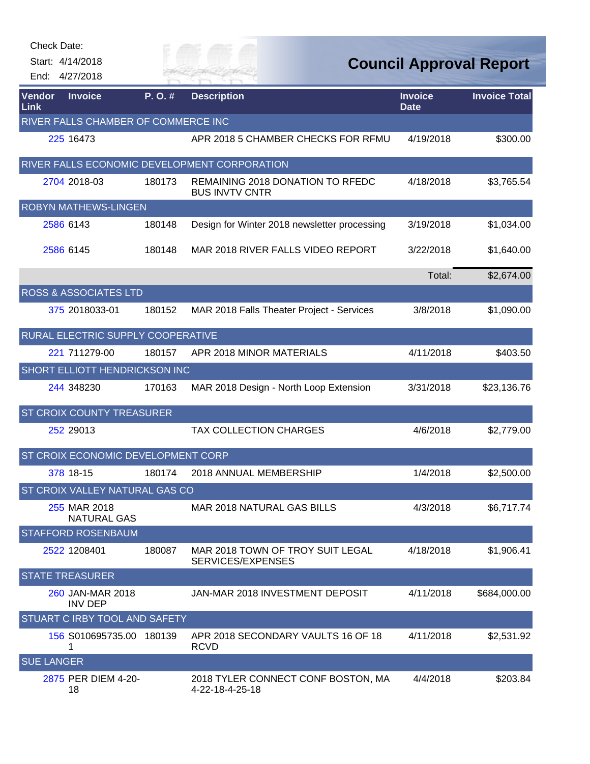Check Date:

Start: 4/14/2018

End: 4/27/2018

# Council Approval Report

| Vendor Link | Invoice | P. O. # | Description | Invoice Date | Invoice Total |
|---|---|---|---|---|---|
| RIVER FALLS CHAMBER OF COMMERCE INC | | | | | |
| 225 | 16473 | | APR 2018 5 CHAMBER CHECKS FOR RFMU | 4/19/2018 | $300.00 |
| RIVER FALLS ECONOMIC DEVELOPMENT CORPORATION | | | | | |
| 2704 | 2018-03 | 180173 | REMAINING 2018 DONATION TO RFEDC BUS INVTV CNTR | 4/18/2018 | $3,765.54 |
| ROBYN MATHEWS-LINGEN | | | | | |
| 2586 | 6143 | 180148 | Design for Winter 2018 newsletter processing | 3/19/2018 | $1,034.00 |
| 2586 | 6145 | 180148 | MAR 2018 RIVER FALLS VIDEO REPORT | 3/22/2018 | $1,640.00 |
| | | | | Total: | $2,674.00 |
| ROSS & ASSOCIATES LTD | | | | | |
| 375 | 2018033-01 | 180152 | MAR 2018 Falls Theater Project - Services | 3/8/2018 | $1,090.00 |
| RURAL ELECTRIC SUPPLY COOPERATIVE | | | | | |
| 221 | 711279-00 | 180157 | APR 2018 MINOR MATERIALS | 4/11/2018 | $403.50 |
| SHORT ELLIOTT HENDRICKSON INC | | | | | |
| 244 | 348230 | 170163 | MAR 2018 Design - North Loop Extension | 3/31/2018 | $23,136.76 |
| ST CROIX COUNTY TREASURER | | | | | |
| 252 | 29013 | | TAX COLLECTION CHARGES | 4/6/2018 | $2,779.00 |
| ST CROIX ECONOMIC DEVELOPMENT CORP | | | | | |
| 378 | 18-15 | 180174 | 2018 ANNUAL MEMBERSHIP | 1/4/2018 | $2,500.00 |
| ST CROIX VALLEY NATURAL GAS CO | | | | | |
| 255 | MAR 2018 NATURAL GAS | | MAR 2018 NATURAL GAS BILLS | 4/3/2018 | $6,717.74 |
| STAFFORD ROSENBAUM | | | | | |
| 2522 | 1208401 | 180087 | MAR 2018 TOWN OF TROY SUIT LEGAL SERVICES/EXPENSES | 4/18/2018 | $1,906.41 |
| STATE TREASURER | | | | | |
| 260 | JAN-MAR 2018 INV DEP | | JAN-MAR 2018 INVESTMENT DEPOSIT | 4/11/2018 | $684,000.00 |
| STUART C IRBY TOOL AND SAFETY | | | | | |
| 156 | S010695735.001 | 180139 | APR 2018 SECONDARY VAULTS 16 OF 18 RCVD | 4/11/2018 | $2,531.92 |
| SUE LANGER | | | | | |
| 2875 | PER DIEM 4-20-18 | | 2018 TYLER CONNECT CONF BOSTON, MA 4-22-18-4-25-18 | 4/4/2018 | $203.84 |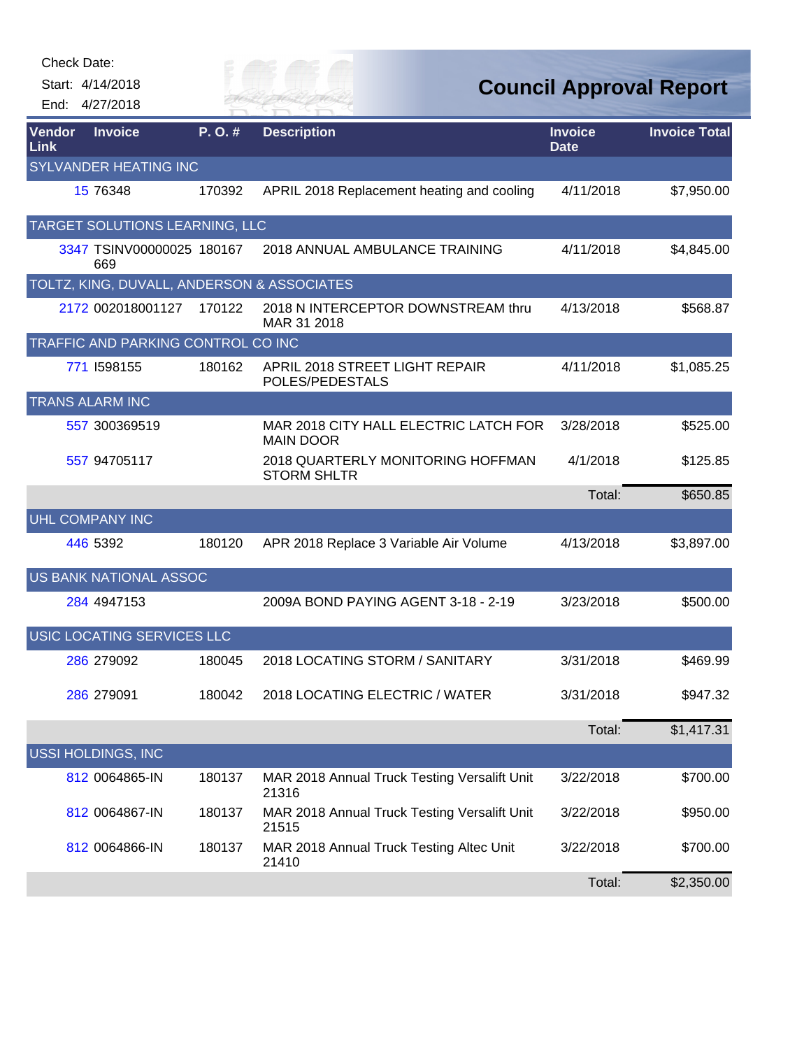Check Date:

Start: 4/14/2018

End: 4/27/2018

# Council Approval Report

| Vendor Link | Invoice | P. O. # | Description | Invoice Date | Invoice Total |
|---|---|---|---|---|---|
| SYLVANDER HEATING INC | | | | | |
| 15 | 76348 | 170392 | APRIL 2018 Replacement heating and cooling | 4/11/2018 | $7,950.00 |
| TARGET SOLUTIONS LEARNING, LLC | | | | | |
| 3347 | TSINV00000025 669 | 180167 | 2018 ANNUAL AMBULANCE TRAINING | 4/11/2018 | $4,845.00 |
| TOLTZ, KING, DUVALL, ANDERSON & ASSOCIATES | | | | | |
| 2172 | 002018001127 | 170122 | 2018 N INTERCEPTOR DOWNSTREAM thru MAR 31 2018 | 4/13/2018 | $568.87 |
| TRAFFIC AND PARKING CONTROL CO INC | | | | | |
| 771 | I598155 | 180162 | APRIL 2018 STREET LIGHT REPAIR POLES/PEDESTALS | 4/11/2018 | $1,085.25 |
| TRANS ALARM INC | | | | | |
| 557 | 300369519 | | MAR 2018 CITY HALL ELECTRIC LATCH FOR MAIN DOOR | 3/28/2018 | $525.00 |
| 557 | 94705117 | | 2018 QUARTERLY MONITORING HOFFMAN STORM SHLTR | 4/1/2018 | $125.85 |
| | | | | Total: | $650.85 |
| UHL COMPANY INC | | | | | |
| 446 | 5392 | 180120 | APR 2018 Replace 3 Variable Air Volume | 4/13/2018 | $3,897.00 |
| US BANK NATIONAL ASSOC | | | | | |
| 284 | 4947153 | | 2009A BOND PAYING AGENT 3-18 - 2-19 | 3/23/2018 | $500.00 |
| USIC LOCATING SERVICES LLC | | | | | |
| 286 | 279092 | 180045 | 2018 LOCATING STORM / SANITARY | 3/31/2018 | $469.99 |
| 286 | 279091 | 180042 | 2018 LOCATING ELECTRIC / WATER | 3/31/2018 | $947.32 |
| | | | | Total: | $1,417.31 |
| USSI HOLDINGS, INC | | | | | |
| 812 | 0064865-IN | 180137 | MAR 2018 Annual Truck Testing Versalift Unit 21316 | 3/22/2018 | $700.00 |
| 812 | 0064867-IN | 180137 | MAR 2018 Annual Truck Testing Versalift Unit 21515 | 3/22/2018 | $950.00 |
| 812 | 0064866-IN | 180137 | MAR 2018 Annual Truck Testing Altec Unit 21410 | 3/22/2018 | $700.00 |
| | | | | Total: | $2,350.00 |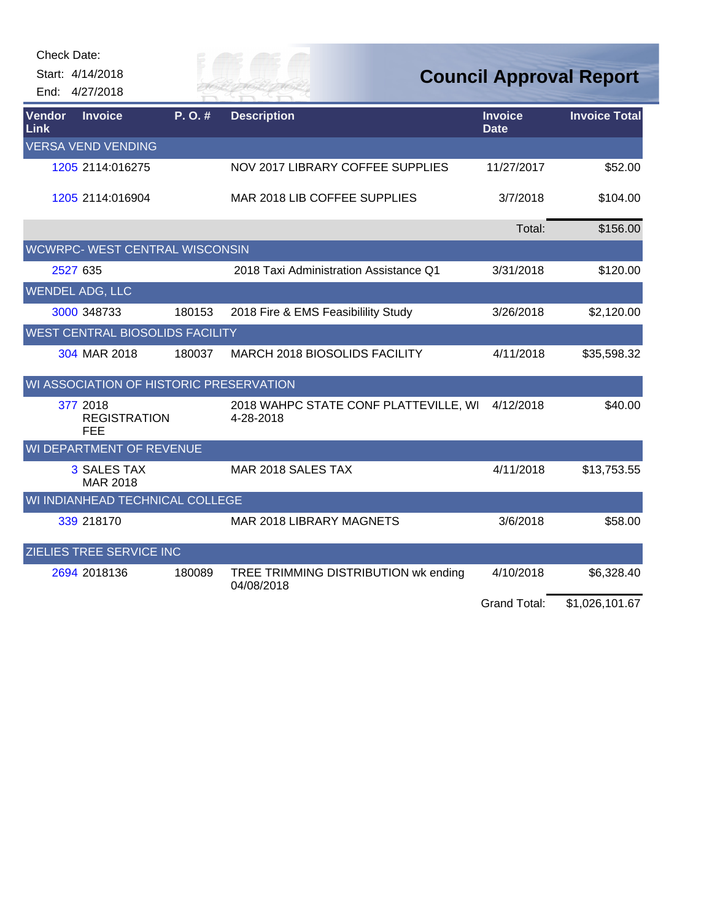Check Date:

Start: 4/14/2018

End: 4/27/2018

# Council Approval Report

| Vendor Link | Invoice | P. O. # | Description | Invoice Date | Invoice Total |
|---|---|---|---|---|---|
| VERSA VEND VENDING | | | | | |
| 1205 | 2114:016275 | | NOV 2017 LIBRARY COFFEE SUPPLIES | 11/27/2017 | $52.00 |
| 1205 | 2114:016904 | | MAR 2018 LIB COFFEE SUPPLIES | 3/7/2018 | $104.00 |
| | | | | Total: | $156.00 |
| WCWRPC- WEST CENTRAL WISCONSIN | | | | | |
| 2527 | 635 | | 2018 Taxi Administration Assistance Q1 | 3/31/2018 | $120.00 |
| WENDEL ADG, LLC | | | | | |
| 3000 | 348733 | 180153 | 2018 Fire & EMS Feasibilility Study | 3/26/2018 | $2,120.00 |
| WEST CENTRAL BIOSOLIDS FACILITY | | | | | |
| 304 | MAR 2018 | 180037 | MARCH 2018 BIOSOLIDS FACILITY | 4/11/2018 | $35,598.32 |
| WI ASSOCIATION OF HISTORIC PRESERVATION | | | | | |
| 377 | 2018 REGISTRATION FEE | | 2018 WAHPC STATE CONF PLATTEVILLE, WI 4-28-2018 | 4/12/2018 | $40.00 |
| WI DEPARTMENT OF REVENUE | | | | | |
| 3 | SALES TAX MAR 2018 | | MAR 2018 SALES TAX | 4/11/2018 | $13,753.55 |
| WI INDIANHEAD TECHNICAL COLLEGE | | | | | |
| 339 | 218170 | | MAR 2018 LIBRARY MAGNETS | 3/6/2018 | $58.00 |
| ZIELIES TREE SERVICE INC | | | | | |
| 2694 | 2018136 | 180089 | TREE TRIMMING DISTRIBUTION wk ending 04/08/2018 | 4/10/2018 | $6,328.40 |
| | | | | Grand Total: | $1,026,101.67 |